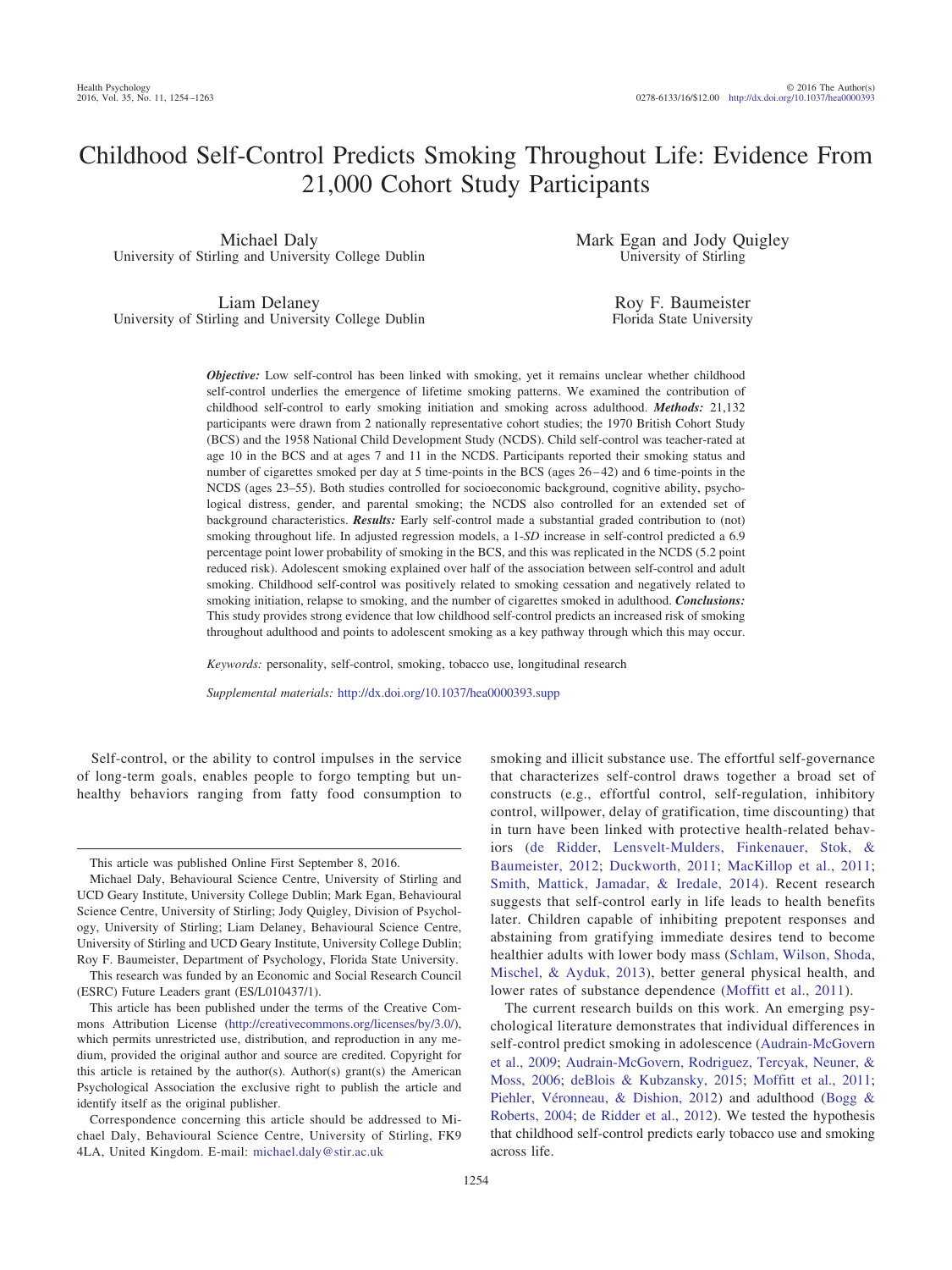# Childhood Self-Control Predicts Smoking Throughout Life: Evidence From 21,000 Cohort Study Participants

Michael Daly
University of Stirling and University College Dublin

Mark Egan and Jody Quigley
University of Stirling

Liam Delaney
University of Stirling and University College Dublin

Roy F. Baumeister
Florida State University

***Objective:*** Low self-control has been linked with smoking, yet it remains unclear whether childhood self-control underlies the emergence of lifetime smoking patterns. We examined the contribution of childhood self-control to early smoking initiation and smoking across adulthood. ***Methods:*** 21,132 participants were drawn from 2 nationally representative cohort studies; the 1970 British Cohort Study (BCS) and the 1958 National Child Development Study (NCDS). Child self-control was teacher-rated at age 10 in the BCS and at ages 7 and 11 in the NCDS. Participants reported their smoking status and number of cigarettes smoked per day at 5 time-points in the BCS (ages 26–42) and 6 time-points in the NCDS (ages 23–55). Both studies controlled for socioeconomic background, cognitive ability, psychological distress, gender, and parental smoking; the NCDS also controlled for an extended set of background characteristics. ***Results:*** Early self-control made a substantial graded contribution to (not) smoking throughout life. In adjusted regression models, a 1-*SD* increase in self-control predicted a 6.9 percentage point lower probability of smoking in the BCS, and this was replicated in the NCDS (5.2 point reduced risk). Adolescent smoking explained over half of the association between self-control and adult smoking. Childhood self-control was positively related to smoking cessation and negatively related to smoking initiation, relapse to smoking, and the number of cigarettes smoked in adulthood. ***Conclusions:*** This study provides strong evidence that low childhood self-control predicts an increased risk of smoking throughout adulthood and points to adolescent smoking as a key pathway through which this may occur.

*Keywords:* personality, self-control, smoking, tobacco use, longitudinal research

*Supplemental materials:* http://dx.doi.org/10.1037/hea0000393.supp

Self-control, or the ability to control impulses in the service of long-term goals, enables people to forgo tempting but unhealthy behaviors ranging from fatty food consumption to smoking and illicit substance use. The effortful self-governance that characterizes self-control draws together a broad set of constructs (e.g., effortful control, self-regulation, inhibitory control, willpower, delay of gratification, time discounting) that in turn have been linked with protective health-related behaviors (de Ridder, Lensvelt-Mulders, Finkenauer, Stok, & Baumeister, 2012; Duckworth, 2011; MacKillop et al., 2011; Smith, Mattick, Jamadar, & Iredale, 2014). Recent research suggests that self-control early in life leads to health benefits later. Children capable of inhibiting prepotent responses and abstaining from gratifying immediate desires tend to become healthier adults with lower body mass (Schlam, Wilson, Shoda, Mischel, & Ayduk, 2013), better general physical health, and lower rates of substance dependence (Moffitt et al., 2011).

The current research builds on this work. An emerging psychological literature demonstrates that individual differences in self-control predict smoking in adolescence (Audrain-McGovern et al., 2009; Audrain-McGovern, Rodriguez, Tercyak, Neuner, & Moss, 2006; deBlois & Kubzansky, 2015; Moffitt et al., 2011; Piehler, Véronneau, & Dishion, 2012) and adulthood (Bogg & Roberts, 2004; de Ridder et al., 2012). We tested the hypothesis that childhood self-control predicts early tobacco use and smoking across life.

---

This article was published Online First September 8, 2016.

Michael Daly, Behavioural Science Centre, University of Stirling and UCD Geary Institute, University College Dublin; Mark Egan, Behavioural Science Centre, University of Stirling; Jody Quigley, Division of Psychology, University of Stirling; Liam Delaney, Behavioural Science Centre, University of Stirling and UCD Geary Institute, University College Dublin; Roy F. Baumeister, Department of Psychology, Florida State University.

This research was funded by an Economic and Social Research Council (ESRC) Future Leaders grant (ES/L010437/1).

This article has been published under the terms of the Creative Commons Attribution License (http://creativecommons.org/licenses/by/3.0/), which permits unrestricted use, distribution, and reproduction in any medium, provided the original author and source are credited. Copyright for this article is retained by the author(s). Author(s) grant(s) the American Psychological Association the exclusive right to publish the article and identify itself as the original publisher.

Correspondence concerning this article should be addressed to Michael Daly, Behavioural Science Centre, University of Stirling, FK9 4LA, United Kingdom. E-mail: michael.daly@stir.ac.uk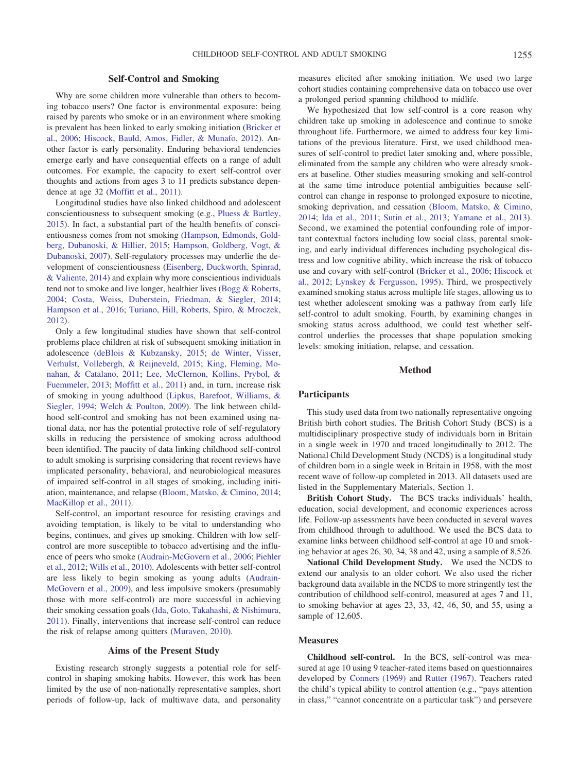## Self-Control and Smoking

Why are some children more vulnerable than others to becoming tobacco users? One factor is environmental exposure: being raised by parents who smoke or in an environment where smoking is prevalent has been linked to early smoking initiation (Bricker et al., 2006; Hiscock, Bauld, Amos, Fidler, & Munafo, 2012). Another factor is early personality. Enduring behavioral tendencies emerge early and have consequential effects on a range of adult outcomes. For example, the capacity to exert self-control over thoughts and actions from ages 3 to 11 predicts substance dependence at age 32 (Moffitt et al., 2011).

Longitudinal studies have also linked childhood and adolescent conscientiousness to subsequent smoking (e.g., Pluess & Bartley, 2015). In fact, a substantial part of the health benefits of conscientiousness comes from not smoking (Hampson, Edmonds, Goldberg, Dubanoski, & Hillier, 2015; Hampson, Goldberg, Vogt, & Dubanoski, 2007). Self-regulatory processes may underlie the development of conscientiousness (Eisenberg, Duckworth, Spinrad, & Valiente, 2014) and explain why more conscientious individuals tend not to smoke and live longer, healthier lives (Bogg & Roberts, 2004; Costa, Weiss, Duberstein, Friedman, & Siegler, 2014; Hampson et al., 2016; Turiano, Hill, Roberts, Spiro, & Mroczek, 2012).

Only a few longitudinal studies have shown that self-control problems place children at risk of subsequent smoking initiation in adolescence (deBlois & Kubzansky, 2015; de Winter, Visser, Verhulst, Vollebergh, & Reijneveld, 2015; King, Fleming, Monahan, & Catalano, 2011; Lee, McClernon, Kollins, Prybol, & Fuemmeler, 2013; Moffitt et al., 2011) and, in turn, increase risk of smoking in young adulthood (Lipkus, Barefoot, Williams, & Siegler, 1994; Welch & Poulton, 2009). The link between childhood self-control and smoking has not been examined using national data, nor has the potential protective role of self-regulatory skills in reducing the persistence of smoking across adulthood been identified. The paucity of data linking childhood self-control to adult smoking is surprising considering that recent reviews have implicated personality, behavioral, and neurobiological measures of impaired self-control in all stages of smoking, including initiation, maintenance, and relapse (Bloom, Matsko, & Cimino, 2014; MacKillop et al., 2011).

Self-control, an important resource for resisting cravings and avoiding temptation, is likely to be vital to understanding who begins, continues, and gives up smoking. Children with low self-control are more susceptible to tobacco advertising and the influence of peers who smoke (Audrain-McGovern et al., 2006; Piehler et al., 2012; Wills et al., 2010). Adolescents with better self-control are less likely to begin smoking as young adults (Audrain-McGovern et al., 2009), and less impulsive smokers (presumably those with more self-control) are more successful in achieving their smoking cessation goals (Ida, Goto, Takahashi, & Nishimura, 2011). Finally, interventions that increase self-control can reduce the risk of relapse among quitters (Muraven, 2010).

## Aims of the Present Study

Existing research strongly suggests a potential role for self-control in shaping smoking habits. However, this work has been limited by the use of non-nationally representative samples, short periods of follow-up, lack of multiwave data, and personality measures elicited after smoking initiation. We used two large cohort studies containing comprehensive data on tobacco use over a prolonged period spanning childhood to midlife.

We hypothesized that low self-control is a core reason why children take up smoking in adolescence and continue to smoke throughout life. Furthermore, we aimed to address four key limitations of the previous literature. First, we used childhood measures of self-control to predict later smoking and, where possible, eliminated from the sample any children who were already smokers at baseline. Other studies measuring smoking and self-control at the same time introduce potential ambiguities because self-control can change in response to prolonged exposure to nicotine, smoking deprivation, and cessation (Bloom, Matsko, & Cimino, 2014; Ida et al., 2011; Sutin et al., 2013; Yamane et al., 2013). Second, we examined the potential confounding role of important contextual factors including low social class, parental smoking, and early individual differences including psychological distress and low cognitive ability, which increase the risk of tobacco use and covary with self-control (Bricker et al., 2006; Hiscock et al., 2012; Lynskey & Fergusson, 1995). Third, we prospectively examined smoking status across multiple life stages, allowing us to test whether adolescent smoking was a pathway from early life self-control to adult smoking. Fourth, by examining changes in smoking status across adulthood, we could test whether self-control underlies the processes that shape population smoking levels: smoking initiation, relapse, and cessation.

## Method

### Participants

This study used data from two nationally representative ongoing British birth cohort studies. The British Cohort Study (BCS) is a multidisciplinary prospective study of individuals born in Britain in a single week in 1970 and traced longitudinally to 2012. The National Child Development Study (NCDS) is a longitudinal study of children born in a single week in Britain in 1958, with the most recent wave of follow-up completed in 2013. All datasets used are listed in the Supplementary Materials, Section 1.

**British Cohort Study.** The BCS tracks individuals' health, education, social development, and economic experiences across life. Follow-up assessments have been conducted in several waves from childhood through to adulthood. We used the BCS data to examine links between childhood self-control at age 10 and smoking behavior at ages 26, 30, 34, 38 and 42, using a sample of 8,526.

**National Child Development Study.** We used the NCDS to extend our analysis to an older cohort. We also used the richer background data available in the NCDS to more stringently test the contribution of childhood self-control, measured at ages 7 and 11, to smoking behavior at ages 23, 33, 42, 46, 50, and 55, using a sample of 12,605.

### Measures

**Childhood self-control.** In the BCS, self-control was measured at age 10 using 9 teacher-rated items based on questionnaires developed by Conners (1969) and Rutter (1967). Teachers rated the child's typical ability to control attention (e.g., "pays attention in class," "cannot concentrate on a particular task") and persevere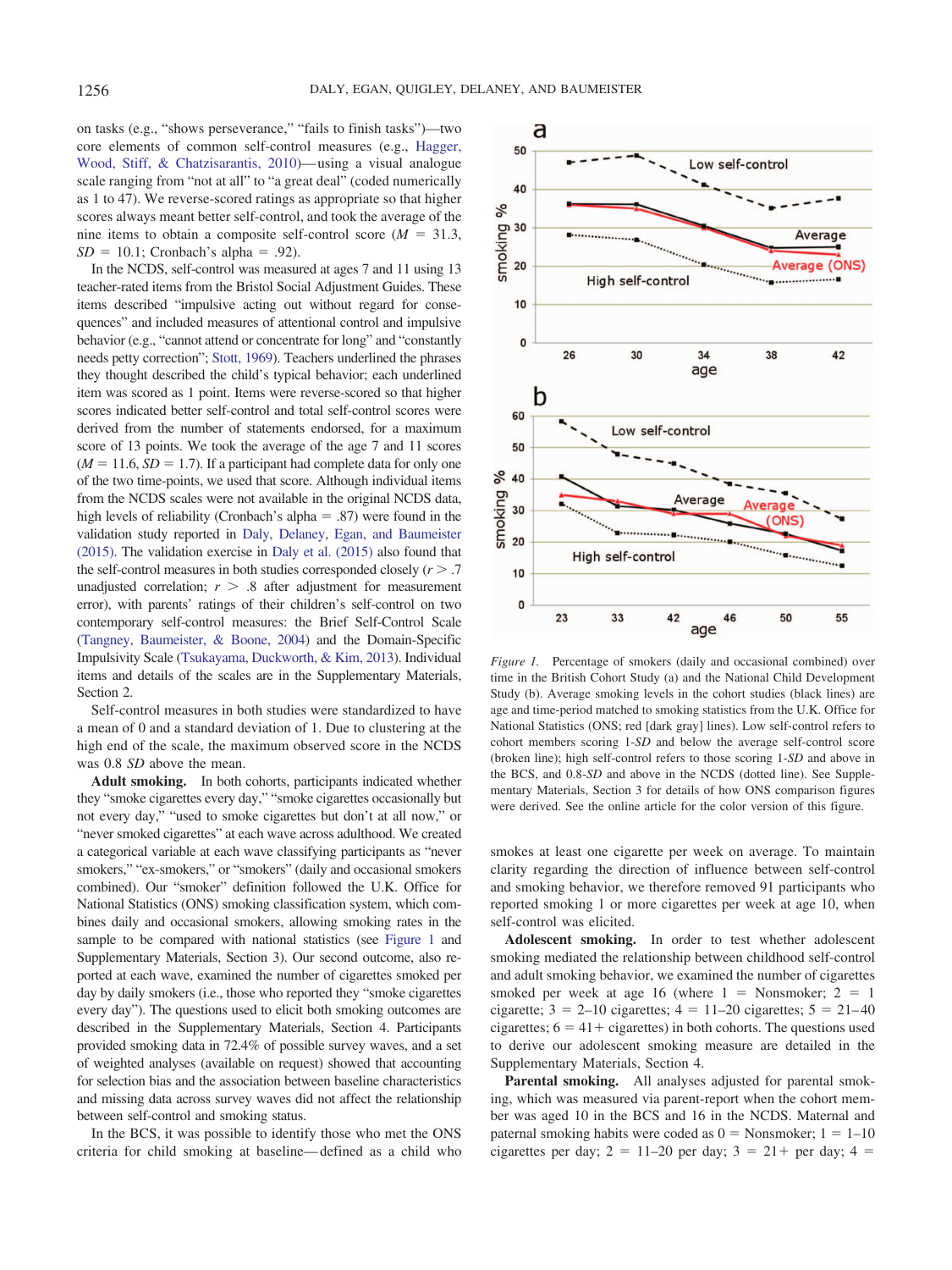on tasks (e.g., "shows perseverance," "fails to finish tasks")—two core elements of common self-control measures (e.g., Hagger, Wood, Stiff, & Chatzisarantis, 2010)—using a visual analogue scale ranging from "not at all" to "a great deal" (coded numerically as 1 to 47). We reverse-scored ratings as appropriate so that higher scores always meant better self-control, and took the average of the nine items to obtain a composite self-control score ($M$ = 31.3, $SD$ = 10.1; Cronbach's alpha = .92).

In the NCDS, self-control was measured at ages 7 and 11 using 13 teacher-rated items from the Bristol Social Adjustment Guides. These items described "impulsive acting out without regard for consequences" and included measures of attentional control and impulsive behavior (e.g., "cannot attend or concentrate for long" and "constantly needs petty correction"; Stott, 1969). Teachers underlined the phrases they thought described the child's typical behavior; each underlined item was scored as 1 point. Items were reverse-scored so that higher scores indicated better self-control and total self-control scores were derived from the number of statements endorsed, for a maximum score of 13 points. We took the average of the age 7 and 11 scores ($M$ = 11.6, $SD$ = 1.7). If a participant had complete data for only one of the two time-points, we used that score. Although individual items from the NCDS scales were not available in the original NCDS data, high levels of reliability (Cronbach's alpha = .87) were found in the validation study reported in Daly, Delaney, Egan, and Baumeister (2015). The validation exercise in Daly et al. (2015) also found that the self-control measures in both studies corresponded closely ($r$ > .7 unadjusted correlation; $r$ > .8 after adjustment for measurement error), with parents' ratings of their children's self-control on two contemporary self-control measures: the Brief Self-Control Scale (Tangney, Baumeister, & Boone, 2004) and the Domain-Specific Impulsivity Scale (Tsukayama, Duckworth, & Kim, 2013). Individual items and details of the scales are in the Supplementary Materials, Section 2.

Self-control measures in both studies were standardized to have a mean of 0 and a standard deviation of 1. Due to clustering at the high end of the scale, the maximum observed score in the NCDS was 0.8 $SD$ above the mean.

**Adult smoking.** In both cohorts, participants indicated whether they "smoke cigarettes every day," "smoke cigarettes occasionally but not every day," "used to smoke cigarettes but don't at all now," or "never smoked cigarettes" at each wave across adulthood. We created a categorical variable at each wave classifying participants as "never smokers," "ex-smokers," or "smokers" (daily and occasional smokers combined). Our "smoker" definition followed the U.K. Office for National Statistics (ONS) smoking classification system, which combines daily and occasional smokers, allowing smoking rates in the sample to be compared with national statistics (see Figure 1 and Supplementary Materials, Section 3). Our second outcome, also reported at each wave, examined the number of cigarettes smoked per day by daily smokers (i.e., those who reported they "smoke cigarettes every day"). The questions used to elicit both smoking outcomes are described in the Supplementary Materials, Section 4. Participants provided smoking data in 72.4% of possible survey waves, and a set of weighted analyses (available on request) showed that accounting for selection bias and the association between baseline characteristics and missing data across survey waves did not affect the relationship between self-control and smoking status.

In the BCS, it was possible to identify those who met the ONS criteria for child smoking at baseline—defined as a child who smokes at least one cigarette per week on average. To maintain clarity regarding the direction of influence between self-control and smoking behavior, we therefore removed 91 participants who reported smoking 1 or more cigarettes per week at age 10, when self-control was elicited.

**Adolescent smoking.** In order to test whether adolescent smoking mediated the relationship between childhood self-control and adult smoking behavior, we examined the number of cigarettes smoked per week at age 16 (where 1 = Nonsmoker; 2 = 1 cigarette; 3 = 2–10 cigarettes; 4 = 11–20 cigarettes; 5 = 21–40 cigarettes; 6 = 41+ cigarettes) in both cohorts. The questions used to derive our adolescent smoking measure are detailed in the Supplementary Materials, Section 4.

**Parental smoking.** All analyses adjusted for parental smoking, which was measured via parent-report when the cohort member was aged 10 in the BCS and 16 in the NCDS. Maternal and paternal smoking habits were coded as 0 = Nonsmoker; 1 = 1–10 cigarettes per day; 2 = 11–20 per day; 3 = 21+ per day; 4 =

*Figure 1.* Percentage of smokers (daily and occasional combined) over time in the British Cohort Study (a) and the National Child Development Study (b). Average smoking levels in the cohort studies (black lines) are age and time-period matched to smoking statistics from the U.K. Office for National Statistics (ONS; red [dark gray] lines). Low self-control refers to cohort members scoring 1-$SD$ and below the average self-control score (broken line); high self-control refers to those scoring 1-$SD$ and above in the BCS, and 0.8-$SD$ and above in the NCDS (dotted line). See Supplementary Materials, Section 3 for details of how ONS comparison figures were derived. See the online article for the color version of this figure.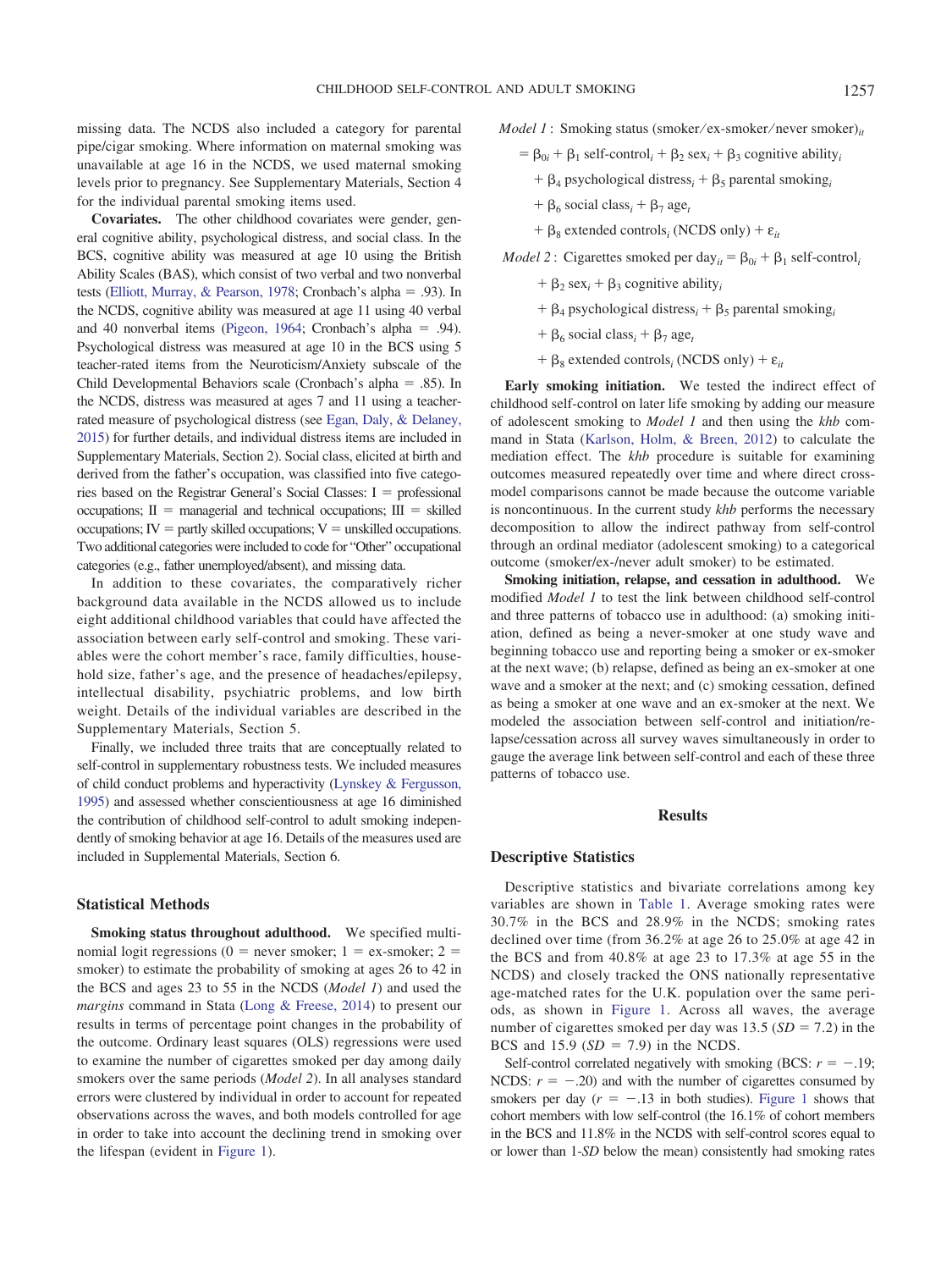missing data. The NCDS also included a category for parental pipe/cigar smoking. Where information on maternal smoking was unavailable at age 16 in the NCDS, we used maternal smoking levels prior to pregnancy. See Supplementary Materials, Section 4 for the individual parental smoking items used.

**Covariates.** The other childhood covariates were gender, general cognitive ability, psychological distress, and social class. In the BCS, cognitive ability was measured at age 10 using the British Ability Scales (BAS), which consist of two verbal and two nonverbal tests (Elliott, Murray, & Pearson, 1978; Cronbach's alpha = .93). In the NCDS, cognitive ability was measured at age 11 using 40 verbal and 40 nonverbal items (Pigeon, 1964; Cronbach's alpha = .94). Psychological distress was measured at age 10 in the BCS using 5 teacher-rated items from the Neuroticism/Anxiety subscale of the Child Developmental Behaviors scale (Cronbach's alpha = .85). In the NCDS, distress was measured at ages 7 and 11 using a teacher-rated measure of psychological distress (see Egan, Daly, & Delaney, 2015) for further details, and individual distress items are included in Supplementary Materials, Section 2). Social class, elicited at birth and derived from the father's occupation, was classified into five categories based on the Registrar General's Social Classes: I = professional occupations; II = managerial and technical occupations; III = skilled occupations; IV = partly skilled occupations; V = unskilled occupations. Two additional categories were included to code for "Other" occupational categories (e.g., father unemployed/absent), and missing data.

In addition to these covariates, the comparatively richer background data available in the NCDS allowed us to include eight additional childhood variables that could have affected the association between early self-control and smoking. These variables were the cohort member's race, family difficulties, household size, father's age, and the presence of headaches/epilepsy, intellectual disability, psychiatric problems, and low birth weight. Details of the individual variables are described in the Supplementary Materials, Section 5.

Finally, we included three traits that are conceptually related to self-control in supplementary robustness tests. We included measures of child conduct problems and hyperactivity (Lynskey & Fergusson, 1995) and assessed whether conscientiousness at age 16 diminished the contribution of childhood self-control to adult smoking independently of smoking behavior at age 16. Details of the measures used are included in Supplemental Materials, Section 6.

### Statistical Methods

**Smoking status throughout adulthood.** We specified multinomial logit regressions (0 = never smoker; 1 = ex-smoker; 2 = smoker) to estimate the probability of smoking at ages 26 to 42 in the BCS and ages 23 to 55 in the NCDS (*Model 1*) and used the *margins* command in Stata (Long & Freese, 2014) to present our results in terms of percentage point changes in the probability of the outcome. Ordinary least squares (OLS) regressions were used to examine the number of cigarettes smoked per day among daily smokers over the same periods (*Model 2*). In all analyses standard errors were clustered by individual in order to account for repeated observations across the waves, and both models controlled for age in order to take into account the declining trend in smoking over the lifespan (evident in Figure 1).

$$
\begin{aligned}
\textit{Model 1}: \ & \text{Smoking status (smoker/ex-smoker/never smoker)}_{it} \\
&= \beta_{0i} + \beta_1 \text{ self-control}_i + \beta_2 \text{ sex}_i + \beta_3 \text{ cognitive ability}_i \\
&\quad + \beta_4 \text{ psychological distress}_i + \beta_5 \text{ parental smoking}_i \\
&\quad + \beta_6 \text{ social class}_i + \beta_7 \text{ age}_t \\
&\quad + \beta_8 \text{ extended controls}_i \text{ (NCDS only)} + \varepsilon_{it}
\end{aligned}
$$

$$
\begin{aligned}
\textit{Model 2}: \ & \text{Cigarettes smoked per day}_{it} = \beta_{0i} + \beta_1 \text{ self-control}_i \\
&\quad + \beta_2 \text{ sex}_i + \beta_3 \text{ cognitive ability}_i \\
&\quad + \beta_4 \text{ psychological distress}_i + \beta_5 \text{ parental smoking}_i \\
&\quad + \beta_6 \text{ social class}_i + \beta_7 \text{ age}_t \\
&\quad + \beta_8 \text{ extended controls}_i \text{ (NCDS only)} + \varepsilon_{it}
\end{aligned}
$$

**Early smoking initiation.** We tested the indirect effect of childhood self-control on later life smoking by adding our measure of adolescent smoking to *Model 1* and then using the *khb* command in Stata (Karlson, Holm, & Breen, 2012) to calculate the mediation effect. The *khb* procedure is suitable for examining outcomes measured repeatedly over time and where direct cross-model comparisons cannot be made because the outcome variable is noncontinuous. In the current study *khb* performs the necessary decomposition to allow the indirect pathway from self-control through an ordinal mediator (adolescent smoking) to a categorical outcome (smoker/ex-/never adult smoker) to be estimated.

**Smoking initiation, relapse, and cessation in adulthood.** We modified *Model 1* to test the link between childhood self-control and three patterns of tobacco use in adulthood: (a) smoking initiation, defined as being a never-smoker at one study wave and beginning tobacco use and reporting being a smoker or ex-smoker at the next wave; (b) relapse, defined as being an ex-smoker at one wave and a smoker at the next; and (c) smoking cessation, defined as being a smoker at one wave and an ex-smoker at the next. We modeled the association between self-control and initiation/relapse/cessation across all survey waves simultaneously in order to gauge the average link between self-control and each of these three patterns of tobacco use.

## Results

### Descriptive Statistics

Descriptive statistics and bivariate correlations among key variables are shown in Table 1. Average smoking rates were 30.7% in the BCS and 28.9% in the NCDS; smoking rates declined over time (from 36.2% at age 26 to 25.0% at age 42 in the BCS and from 40.8% at age 23 to 17.3% at age 55 in the NCDS) and closely tracked the ONS nationally representative age-matched rates for the U.K. population over the same periods, as shown in Figure 1. Across all waves, the average number of cigarettes smoked per day was 13.5 ($SD$ = 7.2) in the BCS and 15.9 ($SD$ = 7.9) in the NCDS.

Self-control correlated negatively with smoking (BCS: $r = -.19$; NCDS: $r = -.20$) and with the number of cigarettes consumed by smokers per day ($r = -.13$ in both studies). Figure 1 shows that cohort members with low self-control (the 16.1% of cohort members in the BCS and 11.8% in the NCDS with self-control scores equal to or lower than 1-$SD$ below the mean) consistently had smoking rates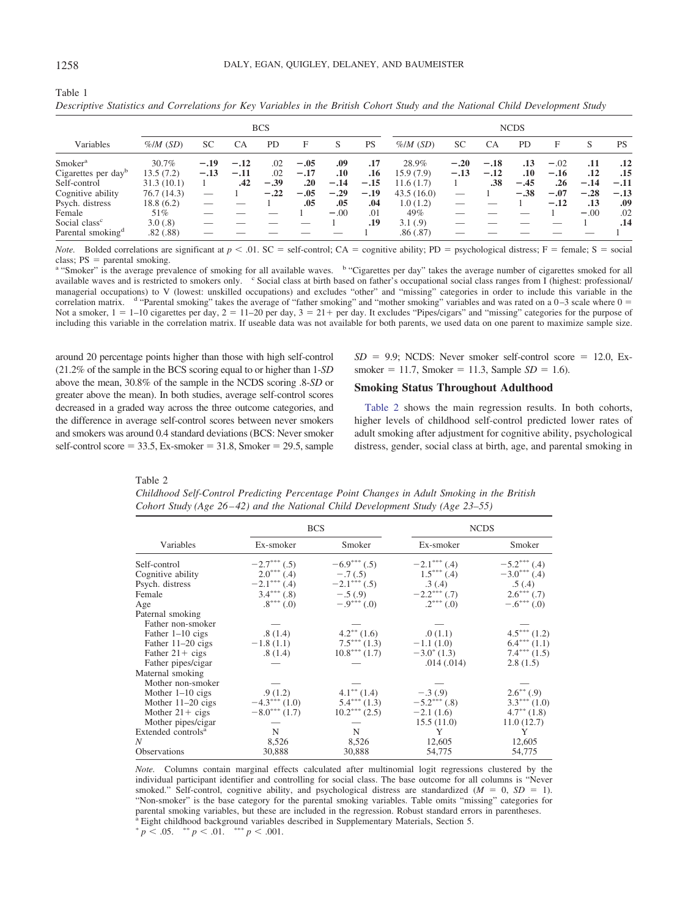Table 1
*Descriptive Statistics and Correlations for Key Variables in the British Cohort Study and the National Child Development Study*

| Variables | BCS | | | | | | | NCDS | | | | | | |
|---|---|---|---|---|---|---|---|---|---|---|---|---|---|---|
| | %/*M* (*SD*) | SC | CA | PD | F | S | PS | %/*M* (*SD*) | SC | CA | PD | F | S | PS |
| Smoker[a] | 30.7% | **−.19** | **−.12** | .02 | **−.05** | **.09** | **.17** | 28.9% | **−.20** | **−.18** | **.13** | −.02 | **.11** | **.12** |
| Cigarettes per day[b] | 13.5 (7.2) | **−.13** | **−.11** | .02 | **−.17** | **.10** | **.16** | 15.9 (7.9) | **−.13** | **−.12** | **.10** | **−.16** | **.12** | **.15** |
| Self-control | 31.3 (10.1) | 1 | **.42** | **−.39** | **.20** | **−.14** | **−.15** | 11.6 (1.7) | 1 | **.38** | **−.45** | **.26** | **−.14** | **−.11** |
| Cognitive ability | 76.7 (14.3) | — | 1 | **−.22** | **−.05** | **−.29** | **−.19** | 43.5 (16.0) | — | 1 | **−.38** | **−.07** | **−.28** | **−.13** |
| Psych. distress | 18.8 (6.2) | — | — | 1 | **.05** | **.05** | **.04** | 1.0 (1.2) | — | — | 1 | **−.12** | **.13** | **.09** |
| Female | 51% | — | — | — | 1 | −.00 | .01 | 49% | — | — | — | 1 | −.00 | .02 |
| Social class[c] | 3.0 (.8) | — | — | — | — | 1 | **.19** | 3.1 (.9) | — | — | — | — | 1 | **.14** |
| Parental smoking[d] | .82 (.88) | — | — | — | — | — | 1 | .86 (.87) | — | — | — | — | — | 1 |

*Note.* Bolded correlations are significant at $p < .01$. SC = self-control; CA = cognitive ability; PD = psychological distress; F = female; S = social class; PS = parental smoking.
[a] "Smoker" is the average prevalence of smoking for all available waves. [b] "Cigarettes per day" takes the average number of cigarettes smoked for all available waves and is restricted to smokers only. [c] Social class at birth based on father's occupational social class ranges from I (highest: professional/managerial occupations) to V (lowest: unskilled occupations) and excludes "other" and "missing" categories in order to include this variable in the correlation matrix. [d] "Parental smoking" takes the average of "father smoking" and "mother smoking" variables and was rated on a 0–3 scale where 0 = Not a smoker, 1 = 1–10 cigarettes per day, 2 = 11–20 per day, 3 = 21+ per day. It excludes "Pipes/cigars" and "missing" categories for the purpose of including this variable in the correlation matrix. If useable data was not available for both parents, we used data on one parent to maximize sample size.

around 20 percentage points higher than those with high self-control (21.2% of the sample in the BCS scoring equal to or higher than 1-*SD* above the mean, 30.8% of the sample in the NCDS scoring .8-*SD* or greater above the mean). In both studies, average self-control scores decreased in a graded way across the three outcome categories, and the difference in average self-control scores between never smokers and smokers was around 0.4 standard deviations (BCS: Never smoker self-control score = 33.5, Ex-smoker = 31.8, Smoker = 29.5, sample *SD* = 9.9; NCDS: Never smoker self-control score = 12.0, Ex-smoker = 11.7, Smoker = 11.3, Sample *SD* = 1.6).

## Smoking Status Throughout Adulthood

Table 2 shows the main regression results. In both cohorts, higher levels of childhood self-control predicted lower rates of adult smoking after adjustment for cognitive ability, psychological distress, gender, social class at birth, age, and parental smoking in

Table 2
*Childhood Self-Control Predicting Percentage Point Changes in Adult Smoking in the British Cohort Study (Age 26–42) and the National Child Development Study (Age 23–55)*

| Variables | BCS | | NCDS | |
|---|---|---|---|---|
| | Ex-smoker | Smoker | Ex-smoker | Smoker |
| Self-control | $-2.7^{***}$ (.5) | $-6.9^{***}$ (.5) | $-2.1^{***}$ (.4) | $-5.2^{***}$ (.4) |
| Cognitive ability | $2.0^{***}$ (.4) | −.7 (.5) | $1.5^{***}$ (.4) | $-3.0^{***}$ (.4) |
| Psych. distress | $-2.1^{***}$ (.4) | $-2.1^{***}$ (.5) | .3 (.4) | .5 (.4) |
| Female | $3.4^{***}$ (.8) | −.5 (.9) | $-2.2^{***}$ (.7) | $2.6^{***}$ (.7) |
| Age | $.8^{***}$ (.0) | $-.9^{***}$ (.0) | $.2^{***}$ (.0) | $-.6^{***}$ (.0) |
| Paternal smoking | | | | |
| Father non-smoker | — | — | — | — |
| Father 1–10 cigs | .8 (1.4) | $4.2^{**}$ (1.6) | .0 (1.1) | $4.5^{***}$ (1.2) |
| Father 11–20 cigs | −1.8 (1.1) | $7.5^{***}$ (1.3) | −1.1 (1.0) | $6.4^{***}$ (1.1) |
| Father 21+ cigs | .8 (1.4) | $10.8^{***}$ (1.7) | $-3.0^{*}$ (1.3) | $7.4^{***}$ (1.5) |
| Father pipes/cigar | — | — | .014 (.014) | 2.8 (1.5) |
| Maternal smoking | | | | |
| Mother non-smoker | — | — | — | — |
| Mother 1–10 cigs | .9 (1.2) | $4.1^{**}$ (1.4) | −.3 (.9) | $2.6^{**}$ (.9) |
| Mother 11–20 cigs | $-4.3^{***}$ (1.0) | $5.4^{***}$ (1.3) | $-5.2^{***}$ (.8) | $3.3^{***}$ (1.0) |
| Mother 21+ cigs | $-8.0^{***}$ (1.7) | $10.2^{***}$ (2.5) | −2.1 (1.6) | $4.7^{**}$ (1.8) |
| Mother pipes/cigar | — | — | 15.5 (11.0) | 11.0 (12.7) |
| Extended controls[a] | N | N | Y | Y |
| *N* | 8,526 | 8,526 | 12,605 | 12,605 |
| Observations | 30,888 | 30,888 | 54,775 | 54,775 |

*Note.* Columns contain marginal effects calculated after multinomial logit regressions clustered by the individual participant identifier and controlling for social class. The base outcome for all columns is "Never smoked." Self-control, cognitive ability, and psychological distress are standardized ($M = 0$, $SD = 1$). "Non-smoker" is the base category for the parental smoking variables. Table omits "missing" categories for parental smoking variables, but these are included in the regression. Robust standard errors in parentheses.
[a] Eight childhood background variables described in Supplementary Materials, Section 5.
$^{*} p < .05$. $^{**} p < .01$. $^{***} p < .001$.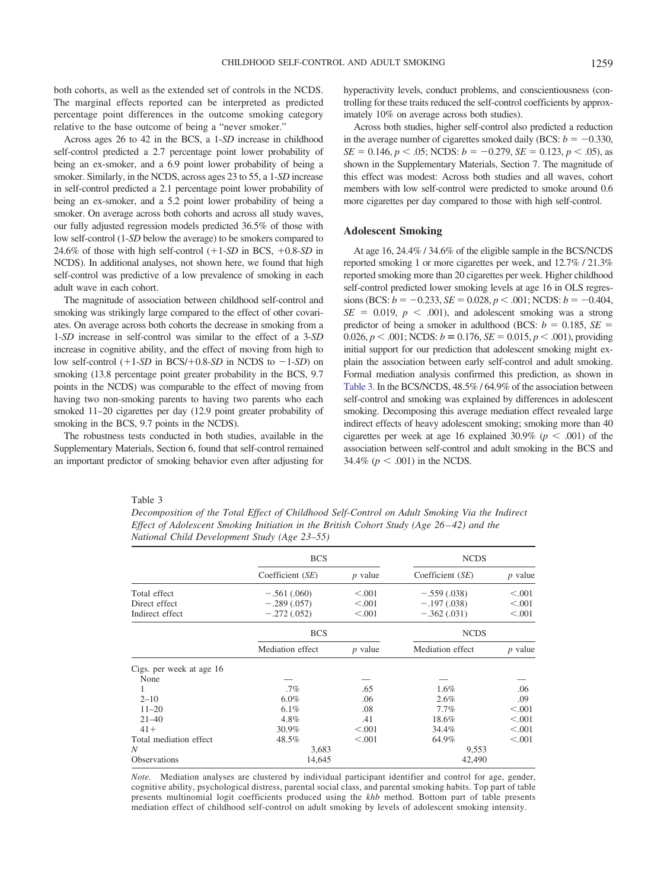both cohorts, as well as the extended set of controls in the NCDS. The marginal effects reported can be interpreted as predicted percentage point differences in the outcome smoking category relative to the base outcome of being a "never smoker."

Across ages 26 to 42 in the BCS, a 1-*SD* increase in childhood self-control predicted a 2.7 percentage point lower probability of being an ex-smoker, and a 6.9 point lower probability of being a smoker. Similarly, in the NCDS, across ages 23 to 55, a 1-*SD* increase in self-control predicted a 2.1 percentage point lower probability of being an ex-smoker, and a 5.2 point lower probability of being a smoker. On average across both cohorts and across all study waves, our fully adjusted regression models predicted 36.5% of those with low self-control (1-*SD* below the average) to be smokers compared to 24.6% of those with high self-control (+1-*SD* in BCS, +0.8-*SD* in NCDS). In additional analyses, not shown here, we found that high self-control was predictive of a low prevalence of smoking in each adult wave in each cohort.

The magnitude of association between childhood self-control and smoking was strikingly large compared to the effect of other covariates. On average across both cohorts the decrease in smoking from a 1-*SD* increase in self-control was similar to the effect of a 3-*SD* increase in cognitive ability, and the effect of moving from high to low self-control (+1-*SD* in BCS/+0.8-*SD* in NCDS to −1-*SD*) on smoking (13.8 percentage point greater probability in the BCS, 9.7 points in the NCDS) was comparable to the effect of moving from having two non-smoking parents to having two parents who each smoked 11–20 cigarettes per day (12.9 point greater probability of smoking in the BCS, 9.7 points in the NCDS).

The robustness tests conducted in both studies, available in the Supplementary Materials, Section 6, found that self-control remained an important predictor of smoking behavior even after adjusting for hyperactivity levels, conduct problems, and conscientiousness (controlling for these traits reduced the self-control coefficients by approximately 10% on average across both studies).

Across both studies, higher self-control also predicted a reduction in the average number of cigarettes smoked daily (BCS: $b = -0.330$, $SE = 0.146$, $p < .05$; NCDS: $b = -0.279$, $SE = 0.123$, $p < .05$), as shown in the Supplementary Materials, Section 7. The magnitude of this effect was modest: Across both studies and all waves, cohort members with low self-control were predicted to smoke around 0.6 more cigarettes per day compared to those with high self-control.

### Adolescent Smoking

At age 16, 24.4% / 34.6% of the eligible sample in the BCS/NCDS reported smoking 1 or more cigarettes per week, and 12.7% / 21.3% reported smoking more than 20 cigarettes per week. Higher childhood self-control predicted lower smoking levels at age 16 in OLS regressions (BCS: $b = -0.233$, $SE = 0.028$, $p < .001$; NCDS: $b = -0.404$, $SE = 0.019$, $p < .001$), and adolescent smoking was a strong predictor of being a smoker in adulthood (BCS: $b = 0.185$, $SE = 0.026$, $p < .001$; NCDS: $b = 0.176$, $SE = 0.015$, $p < .001$), providing initial support for our prediction that adolescent smoking might explain the association between early self-control and adult smoking. Formal mediation analysis confirmed this prediction, as shown in Table 3. In the BCS/NCDS, 48.5% / 64.9% of the association between self-control and smoking was explained by differences in adolescent smoking. Decomposing this average mediation effect revealed large indirect effects of heavy adolescent smoking; smoking more than 40 cigarettes per week at age 16 explained 30.9% ($p < .001$) of the association between self-control and adult smoking in the BCS and 34.4% ($p < .001$) in the NCDS.

Table 3
*Decomposition of the Total Effect of Childhood Self-Control on Adult Smoking Via the Indirect Effect of Adolescent Smoking Initiation in the British Cohort Study (Age 26–42) and the National Child Development Study (Age 23–55)*

| | BCS | | NCDS | |
|---|---|---|---|---|
| | Coefficient (*SE*) | *p* value | Coefficient (*SE*) | *p* value |
| Total effect | −.561 (.060) | <.001 | −.559 (.038) | <.001 |
| Direct effect | −.289 (.057) | <.001 | −.197 (.038) | <.001 |
| Indirect effect | −.272 (.052) | <.001 | −.362 (.031) | <.001 |
| | **BCS** | | **NCDS** | |
| | Mediation effect | *p* value | Mediation effect | *p* value |
| Cigs. per week at age 16 | | | | |
| None | — | — | — | — |
| 1 | .7% | .65 | 1.6% | .06 |
| 2–10 | 6.0% | .06 | 2.6% | .09 |
| 11–20 | 6.1% | .08 | 7.7% | <.001 |
| 21–40 | 4.8% | .41 | 18.6% | <.001 |
| 41+ | 30.9% | <.001 | 34.4% | <.001 |
| Total mediation effect | 48.5% | <.001 | 64.9% | <.001 |
| *N* | 3,683 | | 9,553 | |
| Observations | 14,645 | | 42,490 | |

*Note.* Mediation analyses are clustered by individual participant identifier and control for age, gender, cognitive ability, psychological distress, parental social class, and parental smoking habits. Top part of table presents multinomial logit coefficients produced using the *khb* method. Bottom part of table presents mediation effect of childhood self-control on adult smoking by levels of adolescent smoking intensity.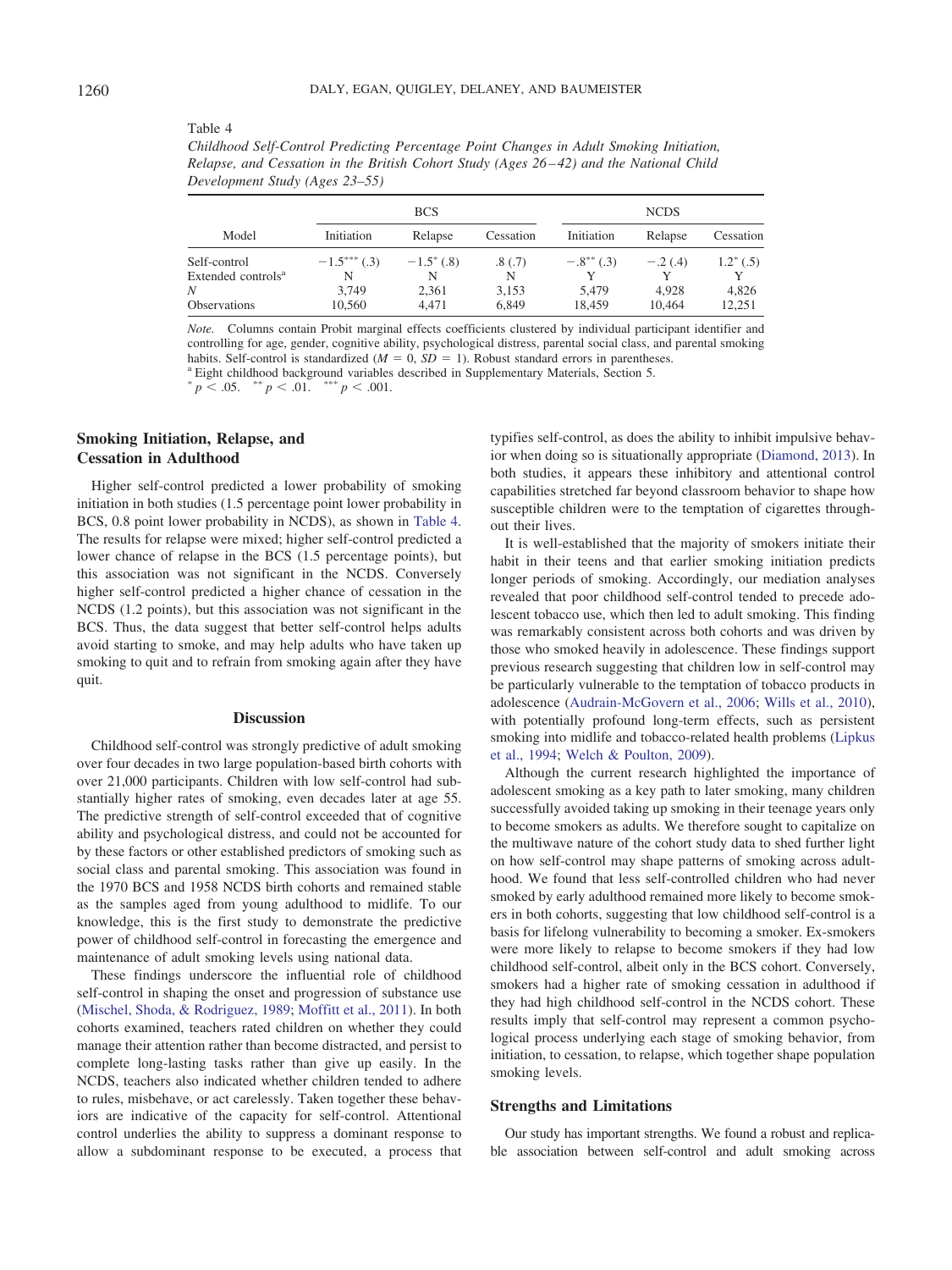Table 4
*Childhood Self-Control Predicting Percentage Point Changes in Adult Smoking Initiation, Relapse, and Cessation in the British Cohort Study (Ages 26–42) and the National Child Development Study (Ages 23–55)*

| Model | BCS | | | NCDS | | |
|---|---|---|---|---|---|---|
| | Initiation | Relapse | Cessation | Initiation | Relapse | Cessation |
| Self-control | $-1.5^{***}$ (.3) | $-1.5^{*}$ (.8) | .8 (.7) | $-.8^{**}$ (.3) | $-.2$ (.4) | $1.2^{*}$ (.5) |
| Extended controls[a] | N | N | N | Y | Y | Y |
| *N* | 3,749 | 2,361 | 3,153 | 5,479 | 4,928 | 4,826 |
| Observations | 10,560 | 4,471 | 6,849 | 18,459 | 10,464 | 12,251 |

*Note.* Columns contain Probit marginal effects coefficients clustered by individual participant identifier and controlling for age, gender, cognitive ability, psychological distress, parental social class, and parental smoking habits. Self-control is standardized ($M = 0$, $SD = 1$). Robust standard errors in parentheses.
[a] Eight childhood background variables described in Supplementary Materials, Section 5.
$^{*}p < .05$. $^{**}p < .01$. $^{***}p < .001$.

### Smoking Initiation, Relapse, and Cessation in Adulthood

Higher self-control predicted a lower probability of smoking initiation in both studies (1.5 percentage point lower probability in BCS, 0.8 point lower probability in NCDS), as shown in Table 4. The results for relapse were mixed; higher self-control predicted a lower chance of relapse in the BCS (1.5 percentage points), but this association was not significant in the NCDS. Conversely higher self-control predicted a higher chance of cessation in the NCDS (1.2 points), but this association was not significant in the BCS. Thus, the data suggest that better self-control helps adults avoid starting to smoke, and may help adults who have taken up smoking to quit and to refrain from smoking again after they have quit.

## Discussion

Childhood self-control was strongly predictive of adult smoking over four decades in two large population-based birth cohorts with over 21,000 participants. Children with low self-control had substantially higher rates of smoking, even decades later at age 55. The predictive strength of self-control exceeded that of cognitive ability and psychological distress, and could not be accounted for by these factors or other established predictors of smoking such as social class and parental smoking. This association was found in the 1970 BCS and 1958 NCDS birth cohorts and remained stable as the samples aged from young adulthood to midlife. To our knowledge, this is the first study to demonstrate the predictive power of childhood self-control in forecasting the emergence and maintenance of adult smoking levels using national data.

These findings underscore the influential role of childhood self-control in shaping the onset and progression of substance use (Mischel, Shoda, & Rodriguez, 1989; Moffitt et al., 2011). In both cohorts examined, teachers rated children on whether they could manage their attention rather than become distracted, and persist to complete long-lasting tasks rather than give up easily. In the NCDS, teachers also indicated whether children tended to adhere to rules, misbehave, or act carelessly. Taken together these behaviors are indicative of the capacity for self-control. Attentional control underlies the ability to suppress a dominant response to allow a subdominant response to be executed, a process that typifies self-control, as does the ability to inhibit impulsive behavior when doing so is situationally appropriate (Diamond, 2013). In both studies, it appears these inhibitory and attentional control capabilities stretched far beyond classroom behavior to shape how susceptible children were to the temptation of cigarettes throughout their lives.

It is well-established that the majority of smokers initiate their habit in their teens and that earlier smoking initiation predicts longer periods of smoking. Accordingly, our mediation analyses revealed that poor childhood self-control tended to precede adolescent tobacco use, which then led to adult smoking. This finding was remarkably consistent across both cohorts and was driven by those who smoked heavily in adolescence. These findings support previous research suggesting that children low in self-control may be particularly vulnerable to the temptation of tobacco products in adolescence (Audrain-McGovern et al., 2006; Wills et al., 2010), with potentially profound long-term effects, such as persistent smoking into midlife and tobacco-related health problems (Lipkus et al., 1994; Welch & Poulton, 2009).

Although the current research highlighted the importance of adolescent smoking as a key path to later smoking, many children successfully avoided taking up smoking in their teenage years only to become smokers as adults. We therefore sought to capitalize on the multiwave nature of the cohort study data to shed further light on how self-control may shape patterns of smoking across adulthood. We found that less self-controlled children who had never smoked by early adulthood remained more likely to become smokers in both cohorts, suggesting that low childhood self-control is a basis for lifelong vulnerability to becoming a smoker. Ex-smokers were more likely to relapse to become smokers if they had low childhood self-control, albeit only in the BCS cohort. Conversely, smokers had a higher rate of smoking cessation in adulthood if they had high childhood self-control in the NCDS cohort. These results imply that self-control may represent a common psychological process underlying each stage of smoking behavior, from initiation, to cessation, to relapse, which together shape population smoking levels.

### Strengths and Limitations

Our study has important strengths. We found a robust and replicable association between self-control and adult smoking across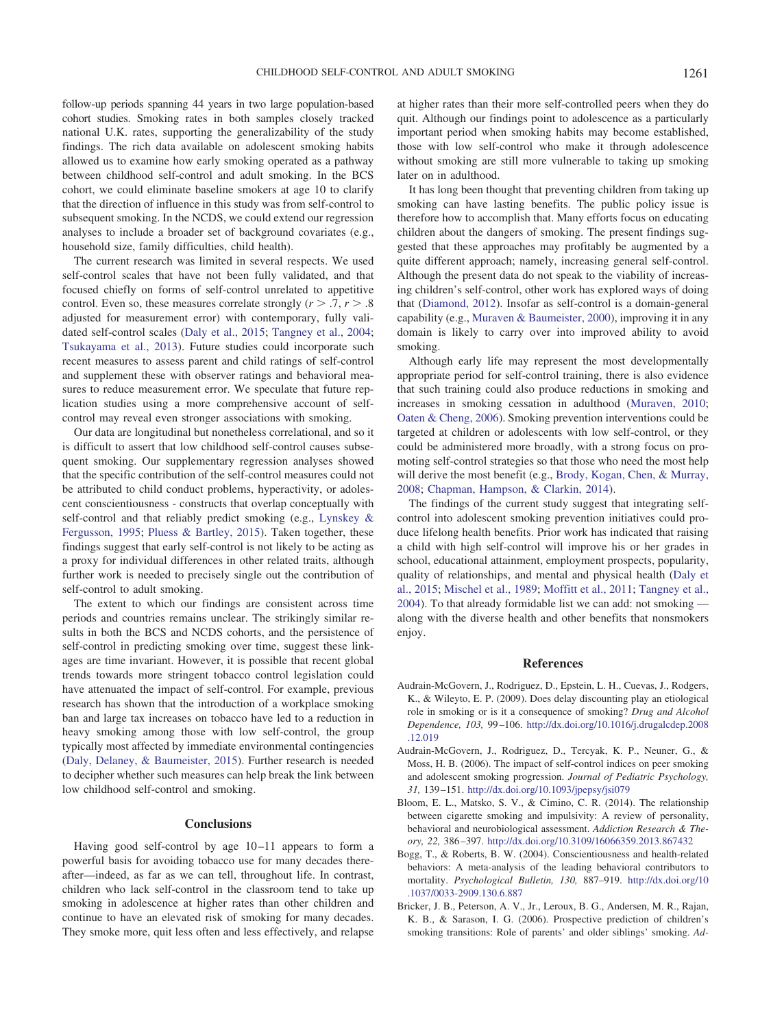follow-up periods spanning 44 years in two large population-based cohort studies. Smoking rates in both samples closely tracked national U.K. rates, supporting the generalizability of the study findings. The rich data available on adolescent smoking habits allowed us to examine how early smoking operated as a pathway between childhood self-control and adult smoking. In the BCS cohort, we could eliminate baseline smokers at age 10 to clarify that the direction of influence in this study was from self-control to subsequent smoking. In the NCDS, we could extend our regression analyses to include a broader set of background covariates (e.g., household size, family difficulties, child health).

The current research was limited in several respects. We used self-control scales that have not been fully validated, and that focused chiefly on forms of self-control unrelated to appetitive control. Even so, these measures correlate strongly ($r > .7$, $r > .8$ adjusted for measurement error) with contemporary, fully validated self-control scales (Daly et al., 2015; Tangney et al., 2004; Tsukayama et al., 2013). Future studies could incorporate such recent measures to assess parent and child ratings of self-control and supplement these with observer ratings and behavioral measures to reduce measurement error. We speculate that future replication studies using a more comprehensive account of self-control may reveal even stronger associations with smoking.

Our data are longitudinal but nonetheless correlational, and so it is difficult to assert that low childhood self-control causes subsequent smoking. Our supplementary regression analyses showed that the specific contribution of the self-control measures could not be attributed to child conduct problems, hyperactivity, or adolescent conscientiousness - constructs that overlap conceptually with self-control and that reliably predict smoking (e.g., Lynskey & Fergusson, 1995; Pluess & Bartley, 2015). Taken together, these findings suggest that early self-control is not likely to be acting as a proxy for individual differences in other related traits, although further work is needed to precisely single out the contribution of self-control to adult smoking.

The extent to which our findings are consistent across time periods and countries remains unclear. The strikingly similar results in both the BCS and NCDS cohorts, and the persistence of self-control in predicting smoking over time, suggest these linkages are time invariant. However, it is possible that recent global trends towards more stringent tobacco control legislation could have attenuated the impact of self-control. For example, previous research has shown that the introduction of a workplace smoking ban and large tax increases on tobacco have led to a reduction in heavy smoking among those with low self-control, the group typically most affected by immediate environmental contingencies (Daly, Delaney, & Baumeister, 2015). Further research is needed to decipher whether such measures can help break the link between low childhood self-control and smoking.

## Conclusions

Having good self-control by age 10–11 appears to form a powerful basis for avoiding tobacco use for many decades thereafter—indeed, as far as we can tell, throughout life. In contrast, children who lack self-control in the classroom tend to take up smoking in adolescence at higher rates than other children and continue to have an elevated risk of smoking for many decades. They smoke more, quit less often and less effectively, and relapse at higher rates than their more self-controlled peers when they do quit. Although our findings point to adolescence as a particularly important period when smoking habits may become established, those with low self-control who make it through adolescence without smoking are still more vulnerable to taking up smoking later on in adulthood.

It has long been thought that preventing children from taking up smoking can have lasting benefits. The public policy issue is therefore how to accomplish that. Many efforts focus on educating children about the dangers of smoking. The present findings suggested that these approaches may profitably be augmented by a quite different approach; namely, increasing general self-control. Although the present data do not speak to the viability of increasing children's self-control, other work has explored ways of doing that (Diamond, 2012). Insofar as self-control is a domain-general capability (e.g., Muraven & Baumeister, 2000), improving it in any domain is likely to carry over into improved ability to avoid smoking.

Although early life may represent the most developmentally appropriate period for self-control training, there is also evidence that such training could also produce reductions in smoking and increases in smoking cessation in adulthood (Muraven, 2010; Oaten & Cheng, 2006). Smoking prevention interventions could be targeted at children or adolescents with low self-control, or they could be administered more broadly, with a strong focus on promoting self-control strategies so that those who need the most help will derive the most benefit (e.g., Brody, Kogan, Chen, & Murray, 2008; Chapman, Hampson, & Clarkin, 2014).

The findings of the current study suggest that integrating self-control into adolescent smoking prevention initiatives could produce lifelong health benefits. Prior work has indicated that raising a child with high self-control will improve his or her grades in school, educational attainment, employment prospects, popularity, quality of relationships, and mental and physical health (Daly et al., 2015; Mischel et al., 1989; Moffitt et al., 2011; Tangney et al., 2004). To that already formidable list we can add: not smoking — along with the diverse health and other benefits that nonsmokers enjoy.

## References

Audrain-McGovern, J., Rodriguez, D., Epstein, L. H., Cuevas, J., Rodgers, K., & Wileyto, E. P. (2009). Does delay discounting play an etiological role in smoking or is it a consequence of smoking? *Drug and Alcohol Dependence, 103,* 99–106. http://dx.doi.org/10.1016/j.drugalcdep.2008.12.019

Audrain-McGovern, J., Rodriguez, D., Tercyak, K. P., Neuner, G., & Moss, H. B. (2006). The impact of self-control indices on peer smoking and adolescent smoking progression. *Journal of Pediatric Psychology, 31,* 139–151. http://dx.doi.org/10.1093/jpepsy/jsi079

Bloom, E. L., Matsko, S. V., & Cimino, C. R. (2014). The relationship between cigarette smoking and impulsivity: A review of personality, behavioral and neurobiological assessment. *Addiction Research & Theory, 22,* 386–397. http://dx.doi.org/10.3109/16066359.2013.867432

Bogg, T., & Roberts, B. W. (2004). Conscientiousness and health-related behaviors: A meta-analysis of the leading behavioral contributors to mortality. *Psychological Bulletin, 130,* 887–919. http://dx.doi.org/10.1037/0033-2909.130.6.887

Bricker, J. B., Peterson, A. V., Jr., Leroux, B. G., Andersen, M. R., Rajan, K. B., & Sarason, I. G. (2006). Prospective prediction of children's smoking transitions: Role of parents' and older siblings' smoking. *Ad-*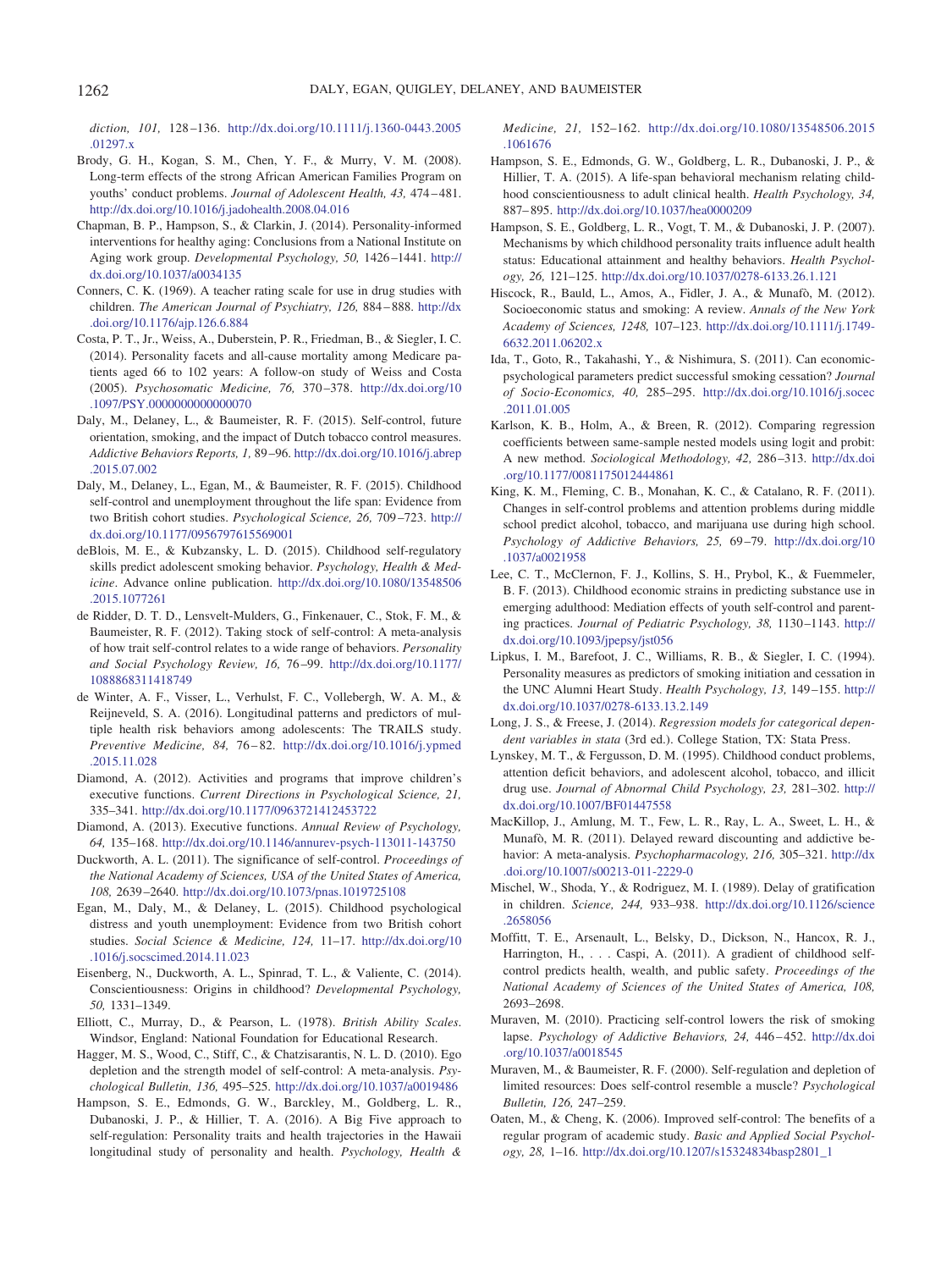*diction, 101,* 128–136. http://dx.doi.org/10.1111/j.1360-0443.2005.01297.x

Brody, G. H., Kogan, S. M., Chen, Y. F., & Murry, V. M. (2008). Long-term effects of the strong African American Families Program on youths' conduct problems. *Journal of Adolescent Health, 43,* 474–481. http://dx.doi.org/10.1016/j.jadohealth.2008.04.016

Chapman, B. P., Hampson, S., & Clarkin, J. (2014). Personality-informed interventions for healthy aging: Conclusions from a National Institute on Aging work group. *Developmental Psychology, 50,* 1426–1441. http://dx.doi.org/10.1037/a0034135

Conners, C. K. (1969). A teacher rating scale for use in drug studies with children. *The American Journal of Psychiatry, 126,* 884–888. http://dx.doi.org/10.1176/ajp.126.6.884

Costa, P. T., Jr., Weiss, A., Duberstein, P. R., Friedman, B., & Siegler, I. C. (2014). Personality facets and all-cause mortality among Medicare patients aged 66 to 102 years: A follow-on study of Weiss and Costa (2005). *Psychosomatic Medicine, 76,* 370–378. http://dx.doi.org/10.1097/PSY.0000000000000070

Daly, M., Delaney, L., & Baumeister, R. F. (2015). Self-control, future orientation, smoking, and the impact of Dutch tobacco control measures. *Addictive Behaviors Reports, 1,* 89–96. http://dx.doi.org/10.1016/j.abrep.2015.07.002

Daly, M., Delaney, L., Egan, M., & Baumeister, R. F. (2015). Childhood self-control and unemployment throughout the life span: Evidence from two British cohort studies. *Psychological Science, 26,* 709–723. http://dx.doi.org/10.1177/0956797615569001

deBlois, M. E., & Kubzansky, L. D. (2015). Childhood self-regulatory skills predict adolescent smoking behavior. *Psychology, Health & Medicine*. Advance online publication. http://dx.doi.org/10.1080/13548506.2015.1077261

de Ridder, D. T. D., Lensvelt-Mulders, G., Finkenauer, C., Stok, F. M., & Baumeister, R. F. (2012). Taking stock of self-control: A meta-analysis of how trait self-control relates to a wide range of behaviors. *Personality and Social Psychology Review, 16,* 76–99. http://dx.doi.org/10.1177/1088868311418749

de Winter, A. F., Visser, L., Verhulst, F. C., Vollebergh, W. A. M., & Reijneveld, S. A. (2016). Longitudinal patterns and predictors of multiple health risk behaviors among adolescents: The TRAILS study. *Preventive Medicine, 84,* 76–82. http://dx.doi.org/10.1016/j.ypmed.2015.11.028

Diamond, A. (2012). Activities and programs that improve children's executive functions. *Current Directions in Psychological Science, 21,* 335–341. http://dx.doi.org/10.1177/0963721412453722

Diamond, A. (2013). Executive functions. *Annual Review of Psychology, 64,* 135–168. http://dx.doi.org/10.1146/annurev-psych-113011-143750

Duckworth, A. L. (2011). The significance of self-control. *Proceedings of the National Academy of Sciences, USA of the United States of America, 108,* 2639–2640. http://dx.doi.org/10.1073/pnas.1019725108

Egan, M., Daly, M., & Delaney, L. (2015). Childhood psychological distress and youth unemployment: Evidence from two British cohort studies. *Social Science & Medicine, 124,* 11–17. http://dx.doi.org/10.1016/j.socscimed.2014.11.023

Eisenberg, N., Duckworth, A. L., Spinrad, T. L., & Valiente, C. (2014). Conscientiousness: Origins in childhood? *Developmental Psychology, 50,* 1331–1349.

Elliott, C., Murray, D., & Pearson, L. (1978). *British Ability Scales*. Windsor, England: National Foundation for Educational Research.

Hagger, M. S., Wood, C., Stiff, C., & Chatzisarantis, N. L. D. (2010). Ego depletion and the strength model of self-control: A meta-analysis. *Psychological Bulletin, 136,* 495–525. http://dx.doi.org/10.1037/a0019486

Hampson, S. E., Edmonds, G. W., Barckley, M., Goldberg, L. R., Dubanoski, J. P., & Hillier, T. A. (2016). A Big Five approach to self-regulation: Personality traits and health trajectories in the Hawaii longitudinal study of personality and health. *Psychology, Health & Medicine, 21,* 152–162. http://dx.doi.org/10.1080/13548506.2015.1061676

Hampson, S. E., Edmonds, G. W., Goldberg, L. R., Dubanoski, J. P., & Hillier, T. A. (2015). A life-span behavioral mechanism relating childhood conscientiousness to adult clinical health. *Health Psychology, 34,* 887–895. http://dx.doi.org/10.1037/hea0000209

Hampson, S. E., Goldberg, L. R., Vogt, T. M., & Dubanoski, J. P. (2007). Mechanisms by which childhood personality traits influence adult health status: Educational attainment and healthy behaviors. *Health Psychology, 26,* 121–125. http://dx.doi.org/10.1037/0278-6133.26.1.121

Hiscock, R., Bauld, L., Amos, A., Fidler, J. A., & Munafò, M. (2012). Socioeconomic status and smoking: A review. *Annals of the New York Academy of Sciences, 1248,* 107–123. http://dx.doi.org/10.1111/j.1749-6632.2011.06202.x

Ida, T., Goto, R., Takahashi, Y., & Nishimura, S. (2011). Can economic-psychological parameters predict successful smoking cessation? *Journal of Socio-Economics, 40,* 285–295. http://dx.doi.org/10.1016/j.socec.2011.01.005

Karlson, K. B., Holm, A., & Breen, R. (2012). Comparing regression coefficients between same-sample nested models using logit and probit: A new method. *Sociological Methodology, 42,* 286–313. http://dx.doi.org/10.1177/0081175012444861

King, K. M., Fleming, C. B., Monahan, K. C., & Catalano, R. F. (2011). Changes in self-control problems and attention problems during middle school predict alcohol, tobacco, and marijuana use during high school. *Psychology of Addictive Behaviors, 25,* 69–79. http://dx.doi.org/10.1037/a0021958

Lee, C. T., McClernon, F. J., Kollins, S. H., Prybol, K., & Fuemmeler, B. F. (2013). Childhood economic strains in predicting substance use in emerging adulthood: Mediation effects of youth self-control and parenting practices. *Journal of Pediatric Psychology, 38,* 1130–1143. http://dx.doi.org/10.1093/jpepsy/jst056

Lipkus, I. M., Barefoot, J. C., Williams, R. B., & Siegler, I. C. (1994). Personality measures as predictors of smoking initiation and cessation in the UNC Alumni Heart Study. *Health Psychology, 13,* 149–155. http://dx.doi.org/10.1037/0278-6133.13.2.149

Long, J. S., & Freese, J. (2014). *Regression models for categorical dependent variables in stata* (3rd ed.). College Station, TX: Stata Press.

Lynskey, M. T., & Fergusson, D. M. (1995). Childhood conduct problems, attention deficit behaviors, and adolescent alcohol, tobacco, and illicit drug use. *Journal of Abnormal Child Psychology, 23,* 281–302. http://dx.doi.org/10.1007/BF01447558

MacKillop, J., Amlung, M. T., Few, L. R., Ray, L. A., Sweet, L. H., & Munafò, M. R. (2011). Delayed reward discounting and addictive behavior: A meta-analysis. *Psychopharmacology, 216,* 305–321. http://dx.doi.org/10.1007/s00213-011-2229-0

Mischel, W., Shoda, Y., & Rodriguez, M. I. (1989). Delay of gratification in children. *Science, 244,* 933–938. http://dx.doi.org/10.1126/science.2658056

Moffitt, T. E., Arsenault, L., Belsky, D., Dickson, N., Hancox, R. J., Harrington, H., . . . Caspi, A. (2011). A gradient of childhood self-control predicts health, wealth, and public safety. *Proceedings of the National Academy of Sciences of the United States of America, 108,* 2693–2698.

Muraven, M. (2010). Practicing self-control lowers the risk of smoking lapse. *Psychology of Addictive Behaviors, 24,* 446–452. http://dx.doi.org/10.1037/a0018545

Muraven, M., & Baumeister, R. F. (2000). Self-regulation and depletion of limited resources: Does self-control resemble a muscle? *Psychological Bulletin, 126,* 247–259.

Oaten, M., & Cheng, K. (2006). Improved self-control: The benefits of a regular program of academic study. *Basic and Applied Social Psychology, 28,* 1–16. http://dx.doi.org/10.1207/s15324834basp2801_1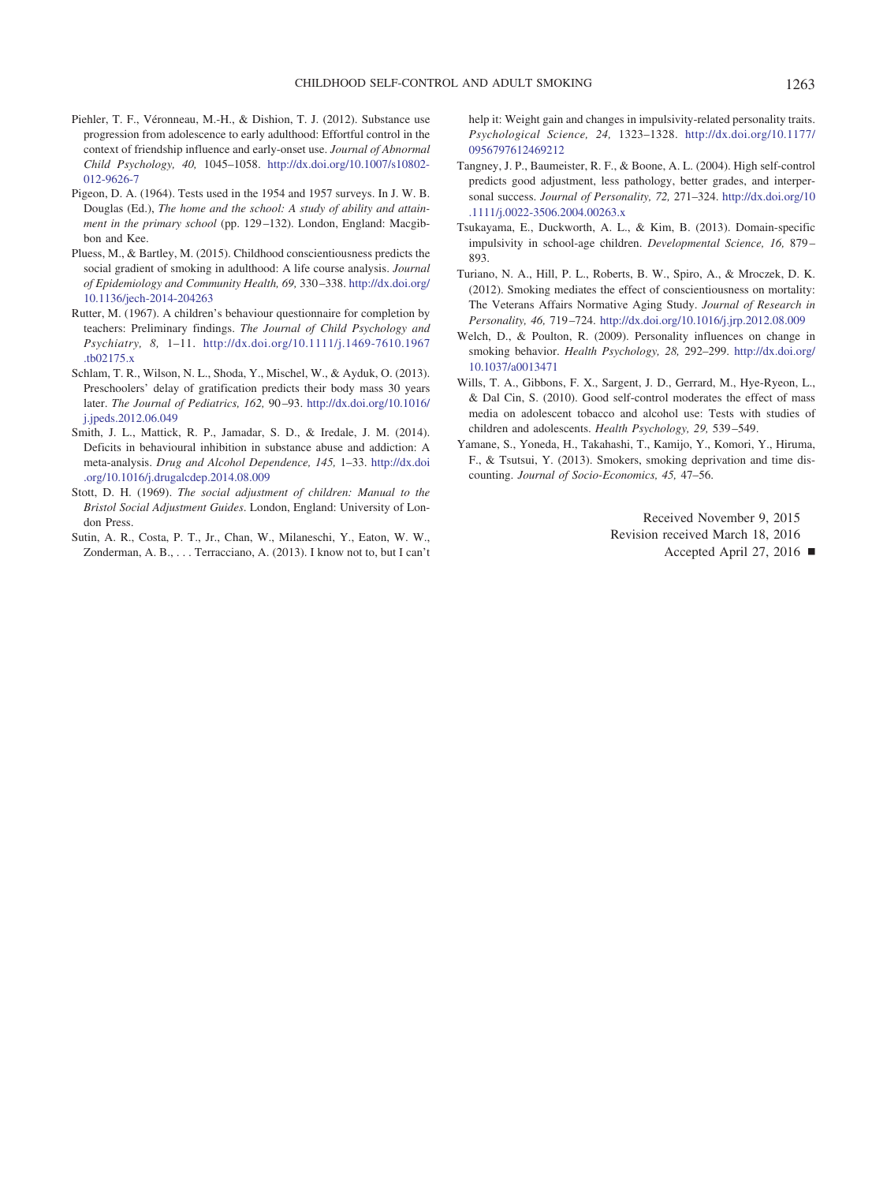Piehler, T. F., Véronneau, M.-H., & Dishion, T. J. (2012). Substance use progression from adolescence to early adulthood: Effortful control in the context of friendship influence and early-onset use. *Journal of Abnormal Child Psychology, 40,* 1045–1058. http://dx.doi.org/10.1007/s10802-012-9626-7

Pigeon, D. A. (1964). Tests used in the 1954 and 1957 surveys. In J. W. B. Douglas (Ed.), *The home and the school: A study of ability and attainment in the primary school* (pp. 129–132). London, England: Macgibbon and Kee.

Pluess, M., & Bartley, M. (2015). Childhood conscientiousness predicts the social gradient of smoking in adulthood: A life course analysis. *Journal of Epidemiology and Community Health, 69,* 330–338. http://dx.doi.org/10.1136/jech-2014-204263

Rutter, M. (1967). A children's behaviour questionnaire for completion by teachers: Preliminary findings. *The Journal of Child Psychology and Psychiatry, 8,* 1–11. http://dx.doi.org/10.1111/j.1469-7610.1967.tb02175.x

Schlam, T. R., Wilson, N. L., Shoda, Y., Mischel, W., & Ayduk, O. (2013). Preschoolers' delay of gratification predicts their body mass 30 years later. *The Journal of Pediatrics, 162,* 90–93. http://dx.doi.org/10.1016/j.jpeds.2012.06.049

Smith, J. L., Mattick, R. P., Jamadar, S. D., & Iredale, J. M. (2014). Deficits in behavioural inhibition in substance abuse and addiction: A meta-analysis. *Drug and Alcohol Dependence, 145,* 1–33. http://dx.doi.org/10.1016/j.drugalcdep.2014.08.009

Stott, D. H. (1969). *The social adjustment of children: Manual to the Bristol Social Adjustment Guides*. London, England: University of London Press.

Sutin, A. R., Costa, P. T., Jr., Chan, W., Milaneschi, Y., Eaton, W. W., Zonderman, A. B., . . . Terracciano, A. (2013). I know not to, but I can't help it: Weight gain and changes in impulsivity-related personality traits. *Psychological Science, 24,* 1323–1328. http://dx.doi.org/10.1177/0956797612469212

Tangney, J. P., Baumeister, R. F., & Boone, A. L. (2004). High self-control predicts good adjustment, less pathology, better grades, and interpersonal success. *Journal of Personality, 72,* 271–324. http://dx.doi.org/10.1111/j.0022-3506.2004.00263.x

Tsukayama, E., Duckworth, A. L., & Kim, B. (2013). Domain-specific impulsivity in school-age children. *Developmental Science, 16,* 879–893.

Turiano, N. A., Hill, P. L., Roberts, B. W., Spiro, A., & Mroczek, D. K. (2012). Smoking mediates the effect of conscientiousness on mortality: The Veterans Affairs Normative Aging Study. *Journal of Research in Personality, 46,* 719–724. http://dx.doi.org/10.1016/j.jrp.2012.08.009

Welch, D., & Poulton, R. (2009). Personality influences on change in smoking behavior. *Health Psychology, 28,* 292–299. http://dx.doi.org/10.1037/a0013471

Wills, T. A., Gibbons, F. X., Sargent, J. D., Gerrard, M., Hye-Ryeon, L., & Dal Cin, S. (2010). Good self-control moderates the effect of mass media on adolescent tobacco and alcohol use: Tests with studies of children and adolescents. *Health Psychology, 29,* 539–549.

Yamane, S., Yoneda, H., Takahashi, T., Kamijo, Y., Komori, Y., Hiruma, F., & Tsutsui, Y. (2013). Smokers, smoking deprivation and time discounting. *Journal of Socio-Economics, 45,* 47–56.

Received November 9, 2015
Revision received March 18, 2016
Accepted April 27, 2016 ■